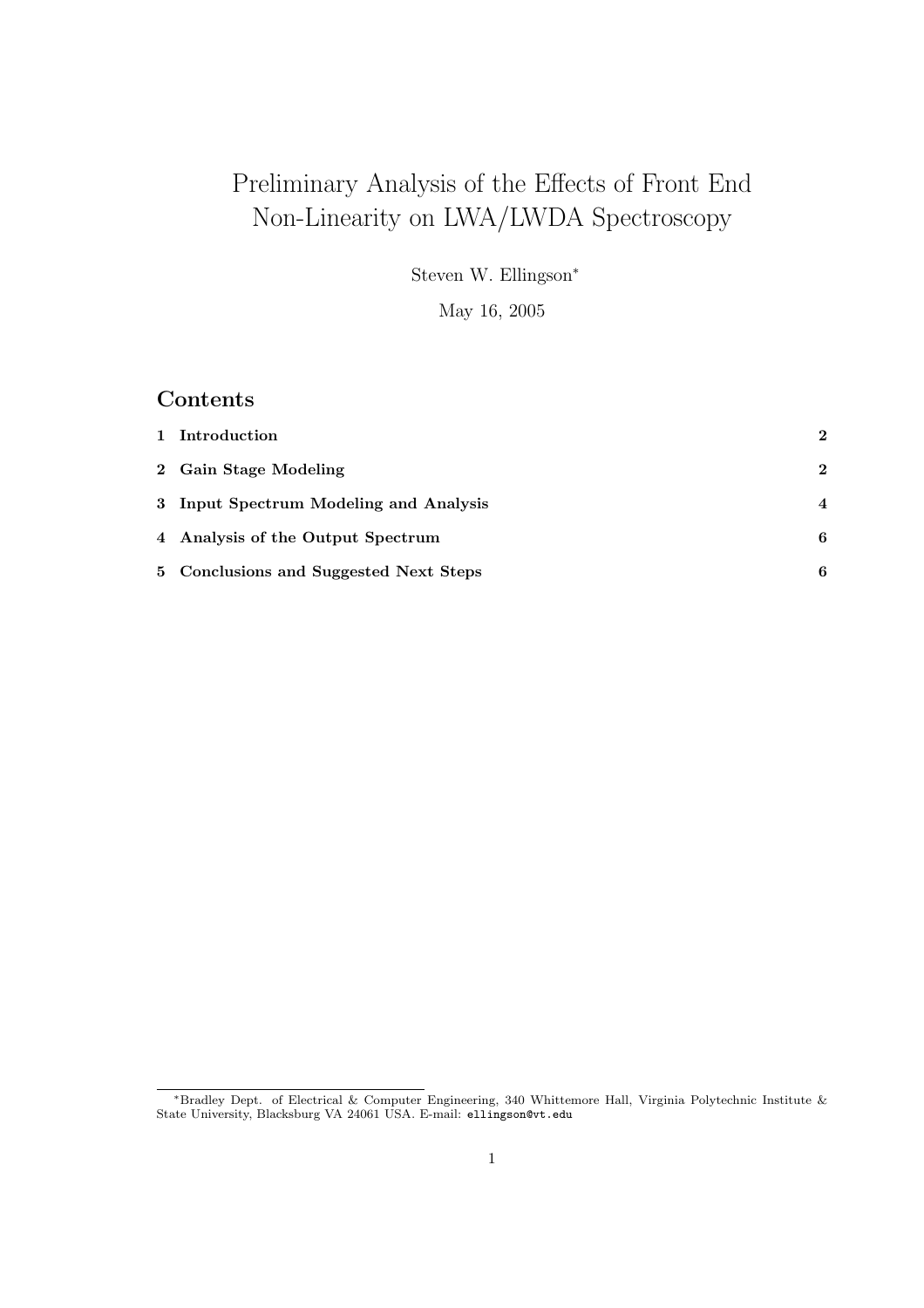# Preliminary Analysis of the Effects of Front End Non-Linearity on LWA/LWDA Spectroscopy

Steven W. Ellingson*

May 16, 2005

## Contents

| | | |
|---|---|---|
| 1 | Introduction | 2 |
| 2 | Gain Stage Modeling | 2 |
| 3 | Input Spectrum Modeling and Analysis | 4 |
| 4 | Analysis of the Output Spectrum | 6 |
| 5 | Conclusions and Suggested Next Steps | 6 |

*Bradley Dept. of Electrical & Computer Engineering, 340 Whittemore Hall, Virginia Polytechnic Institute & State University, Blacksburg VA 24061 USA. E-mail: `ellingson@vt.edu`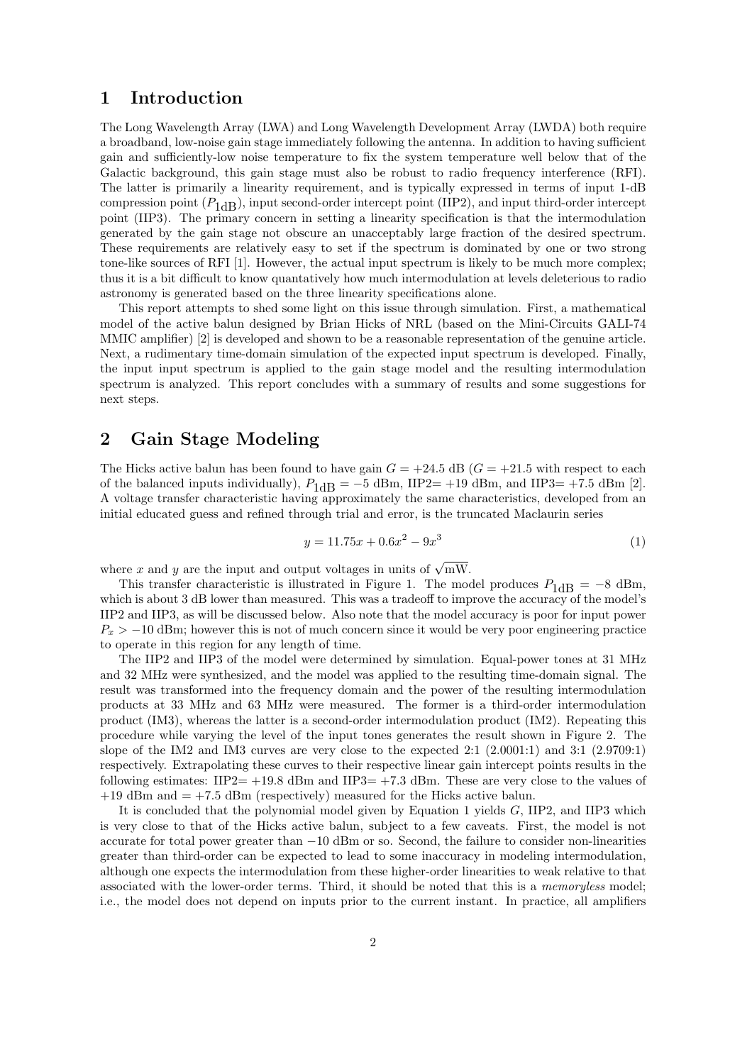## 1 Introduction

The Long Wavelength Array (LWA) and Long Wavelength Development Array (LWDA) both require a broadband, low-noise gain stage immediately following the antenna. In addition to having sufficient gain and sufficiently-low noise temperature to fix the system temperature well below that of the Galactic background, this gain stage must also be robust to radio frequency interference (RFI). The latter is primarily a linearity requirement, and is typically expressed in terms of input 1-dB compression point ($P_{1\text{dB}}$), input second-order intercept point (IIP2), and input third-order intercept point (IIP3). The primary concern in setting a linearity specification is that the intermodulation generated by the gain stage not obscure an unacceptably large fraction of the desired spectrum. These requirements are relatively easy to set if the spectrum is dominated by one or two strong tone-like sources of RFI [1]. However, the actual input spectrum is likely to be much more complex; thus it is a bit difficult to know quantatively how much intermodulation at levels deleterious to radio astronomy is generated based on the three linearity specifications alone.

This report attempts to shed some light on this issue through simulation. First, a mathematical model of the active balun designed by Brian Hicks of NRL (based on the Mini-Circuits GALI-74 MMIC amplifier) [2] is developed and shown to be a reasonable representation of the genuine article. Next, a rudimentary time-domain simulation of the expected input spectrum is developed. Finally, the input input spectrum is applied to the gain stage model and the resulting intermodulation spectrum is analyzed. This report concludes with a summary of results and some suggestions for next steps.

## 2 Gain Stage Modeling

The Hicks active balun has been found to have gain $G = +24.5$ dB ($G = +21.5$ with respect to each of the balanced inputs individually), $P_{1\text{dB}} = -5$ dBm, IIP2$= +19$ dBm, and IIP3$= +7.5$ dBm [2]. A voltage transfer characteristic having approximately the same characteristics, developed from an initial educated guess and refined through trial and error, is the truncated Maclaurin series

$$y = 11.75x + 0.6x^2 - 9x^3 \tag{1}$$

where $x$ and $y$ are the input and output voltages in units of $\sqrt{\text{mW}}$.

This transfer characteristic is illustrated in Figure 1. The model produces $P_{1\text{dB}} = -8$ dBm, which is about 3 dB lower than measured. This was a tradeoff to improve the accuracy of the model's IIP2 and IIP3, as will be discussed below. Also note that the model accuracy is poor for input power $P_x > -10$ dBm; however this is not of much concern since it would be very poor engineering practice to operate in this region for any length of time.

The IIP2 and IIP3 of the model were determined by simulation. Equal-power tones at 31 MHz and 32 MHz were synthesized, and the model was applied to the resulting time-domain signal. The result was transformed into the frequency domain and the power of the resulting intermodulation products at 33 MHz and 63 MHz were measured. The former is a third-order intermodulation product (IM3), whereas the latter is a second-order intermodulation product (IM2). Repeating this procedure while varying the level of the input tones generates the result shown in Figure 2. The slope of the IM2 and IM3 curves are very close to the expected 2:1 (2.0001:1) and 3:1 (2.9709:1) respectively. Extrapolating these curves to their respective linear gain intercept points results in the following estimates: IIP2$= +19.8$ dBm and IIP3$= +7.3$ dBm. These are very close to the values of $+19$ dBm and $= +7.5$ dBm (respectively) measured for the Hicks active balun.

It is concluded that the polynomial model given by Equation 1 yields $G$, IIP2, and IIP3 which is very close to that of the Hicks active balun, subject to a few caveats. First, the model is not accurate for total power greater than $-10$ dBm or so. Second, the failure to consider non-linearities greater than third-order can be expected to lead to some inaccuracy in modeling intermodulation, although one expects the intermodulation from these higher-order linearities to weak relative to that associated with the lower-order terms. Third, it should be noted that this is a *memoryless* model; i.e., the model does not depend on inputs prior to the current instant. In practice, all amplifiers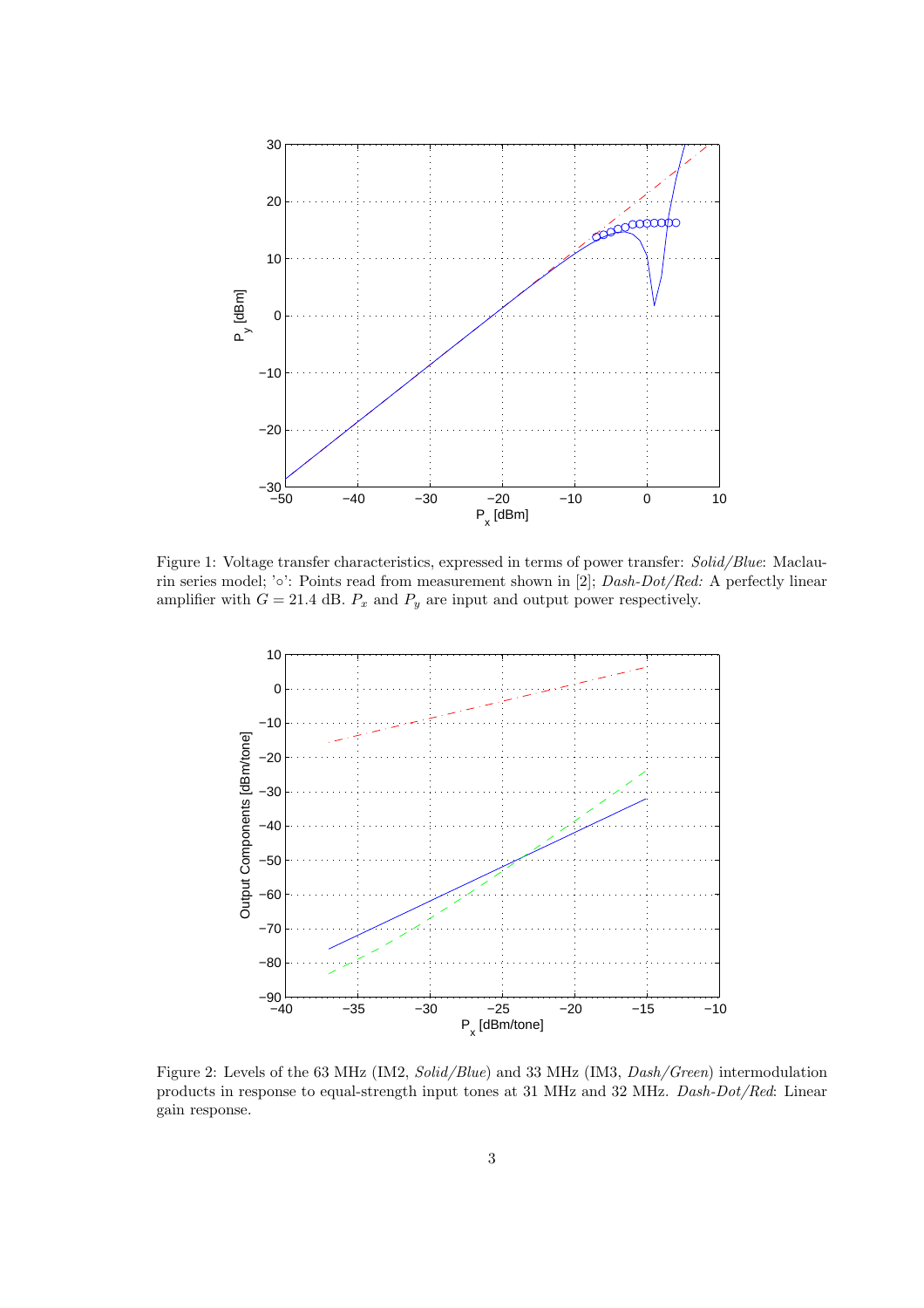Figure 1: Voltage transfer characteristics, expressed in terms of power transfer: *Solid/Blue*: Maclaurin series model; '∘': Points read from measurement shown in [2]; *Dash-Dot/Red:* A perfectly linear amplifier with $G = 21.4$ dB. $P_x$ and $P_y$ are input and output power respectively.

Figure 2: Levels of the 63 MHz (IM2, *Solid/Blue*) and 33 MHz (IM3, *Dash/Green*) intermodulation products in response to equal-strength input tones at 31 MHz and 32 MHz. *Dash-Dot/Red*: Linear gain response.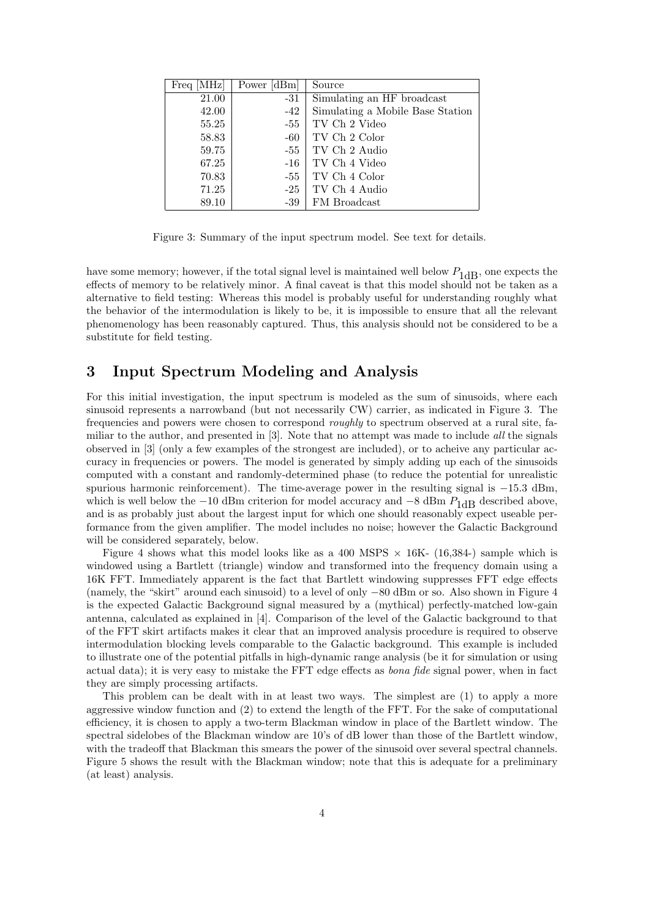| Freq [MHz] | Power [dBm] | Source |
|---|---|---|
| 21.00 | -31 | Simulating an HF broadcast |
| 42.00 | -42 | Simulating a Mobile Base Station |
| 55.25 | -55 | TV Ch 2 Video |
| 58.83 | -60 | TV Ch 2 Color |
| 59.75 | -55 | TV Ch 2 Audio |
| 67.25 | -16 | TV Ch 4 Video |
| 70.83 | -55 | TV Ch 4 Color |
| 71.25 | -25 | TV Ch 4 Audio |
| 89.10 | -39 | FM Broadcast |

Figure 3: Summary of the input spectrum model. See text for details.

have some memory; however, if the total signal level is maintained well below $P_{1\text{dB}}$, one expects the effects of memory to be relatively minor. A final caveat is that this model should not be taken as a alternative to field testing: Whereas this model is probably useful for understanding roughly what the behavior of the intermodulation is likely to be, it is impossible to ensure that all the relevant phenomenology has been reasonably captured. Thus, this analysis should not be considered to be a substitute for field testing.

## 3 Input Spectrum Modeling and Analysis

For this initial investigation, the input spectrum is modeled as the sum of sinusoids, where each sinusoid represents a narrowband (but not necessarily CW) carrier, as indicated in Figure 3. The frequencies and powers were chosen to correspond *roughly* to spectrum observed at a rural site, familiar to the author, and presented in [3]. Note that no attempt was made to include *all* the signals observed in [3] (only a few examples of the strongest are included), or to acheive any particular accuracy in frequencies or powers. The model is generated by simply adding up each of the sinusoids computed with a constant and randomly-determined phase (to reduce the potential for unrealistic spurious harmonic reinforcement). The time-average power in the resulting signal is $-15.3$ dBm, which is well below the $-10$ dBm criterion for model accuracy and $-8$ dBm $P_{1\text{dB}}$ described above, and is as probably just about the largest input for which one should reasonably expect useable performance from the given amplifier. The model includes no noise; however the Galactic Background will be considered separately, below.

Figure 4 shows what this model looks like as a 400 MSPS $\times$ 16K- (16,384-) sample which is windowed using a Bartlett (triangle) window and transformed into the frequency domain using a 16K FFT. Immediately apparent is the fact that Bartlett windowing suppresses FFT edge effects (namely, the "skirt" around each sinusoid) to a level of only $-80$ dBm or so. Also shown in Figure 4 is the expected Galactic Background signal measured by a (mythical) perfectly-matched low-gain antenna, calculated as explained in [4]. Comparison of the level of the Galactic background to that of the FFT skirt artifacts makes it clear that an improved analysis procedure is required to observe intermodulation blocking levels comparable to the Galactic background. This example is included to illustrate one of the potential pitfalls in high-dynamic range analysis (be it for simulation or using actual data); it is very easy to mistake the FFT edge effects as *bona fide* signal power, when in fact they are simply processing artifacts.

This problem can be dealt with in at least two ways. The simplest are (1) to apply a more aggressive window function and (2) to extend the length of the FFT. For the sake of computational efficiency, it is chosen to apply a two-term Blackman window in place of the Bartlett window. The spectral sidelobes of the Blackman window are 10's of dB lower than those of the Bartlett window, with the tradeoff that Blackman this smears the power of the sinusoid over several spectral channels. Figure 5 shows the result with the Blackman window; note that this is adequate for a preliminary (at least) analysis.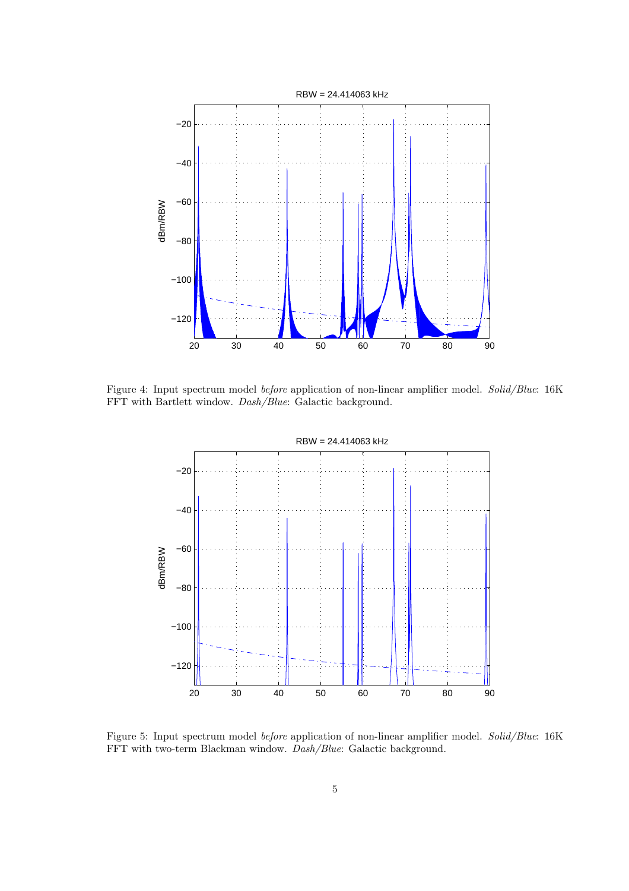Figure 4: Input spectrum model *before* application of non-linear amplifier model. *Solid/Blue*: 16K FFT with Bartlett window. *Dash/Blue*: Galactic background.

Figure 5: Input spectrum model *before* application of non-linear amplifier model. *Solid/Blue*: 16K FFT with two-term Blackman window. *Dash/Blue*: Galactic background.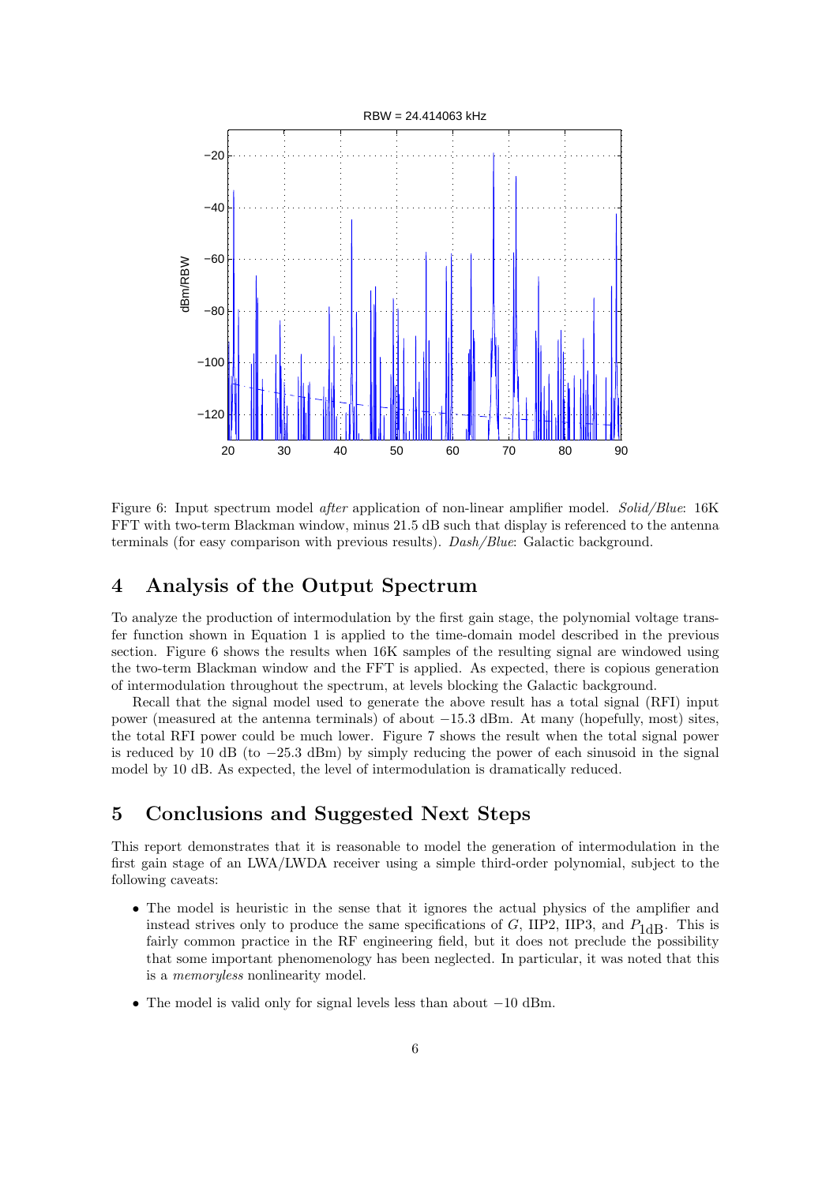Figure 6: Input spectrum model *after* application of non-linear amplifier model. *Solid/Blue*: 16K FFT with two-term Blackman window, minus 21.5 dB such that display is referenced to the antenna terminals (for easy comparison with previous results). *Dash/Blue*: Galactic background.

## 4 Analysis of the Output Spectrum

To analyze the production of intermodulation by the first gain stage, the polynomial voltage transfer function shown in Equation 1 is applied to the time-domain model described in the previous section. Figure 6 shows the results when 16K samples of the resulting signal are windowed using the two-term Blackman window and the FFT is applied. As expected, there is copious generation of intermodulation throughout the spectrum, at levels blocking the Galactic background.

Recall that the signal model used to generate the above result has a total signal (RFI) input power (measured at the antenna terminals) of about $-15.3$ dBm. At many (hopefully, most) sites, the total RFI power could be much lower. Figure 7 shows the result when the total signal power is reduced by 10 dB (to $-25.3$ dBm) by simply reducing the power of each sinusoid in the signal model by 10 dB. As expected, the level of intermodulation is dramatically reduced.

## 5 Conclusions and Suggested Next Steps

This report demonstrates that it is reasonable to model the generation of intermodulation in the first gain stage of an LWA/LWDA receiver using a simple third-order polynomial, subject to the following caveats:

- The model is heuristic in the sense that it ignores the actual physics of the amplifier and instead strives only to produce the same specifications of $G$, IIP2, IIP3, and $P_{1\text{dB}}$. This is fairly common practice in the RF engineering field, but it does not preclude the possibility that some important phenomenology has been neglected. In particular, it was noted that this is a *memoryless* nonlinearity model.
- The model is valid only for signal levels less than about $-10$ dBm.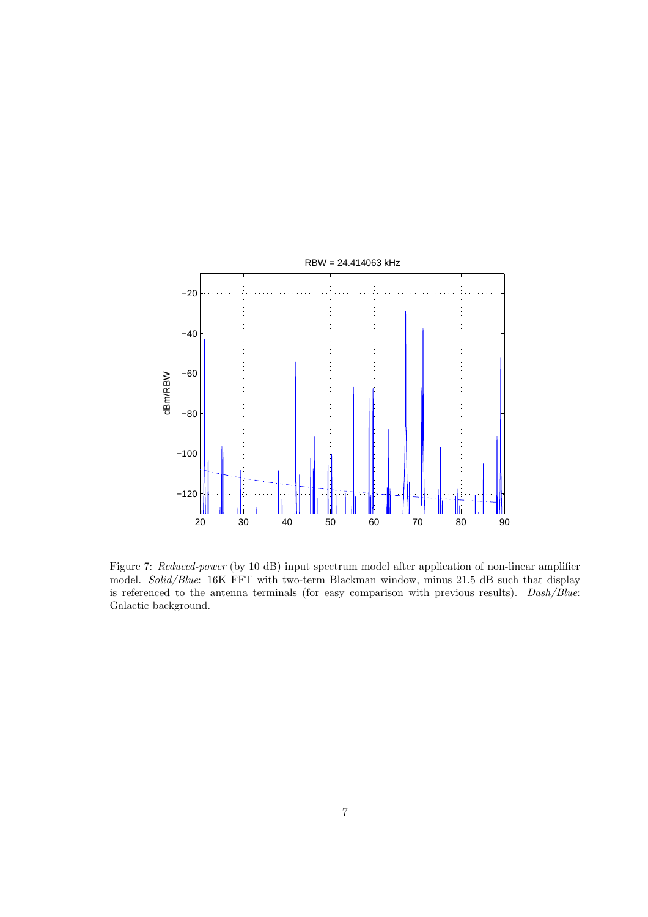Figure 7: *Reduced-power* (by 10 dB) input spectrum model after application of non-linear amplifier model. *Solid/Blue*: 16K FFT with two-term Blackman window, minus 21.5 dB such that display is referenced to the antenna terminals (for easy comparison with previous results). *Dash/Blue*: Galactic background.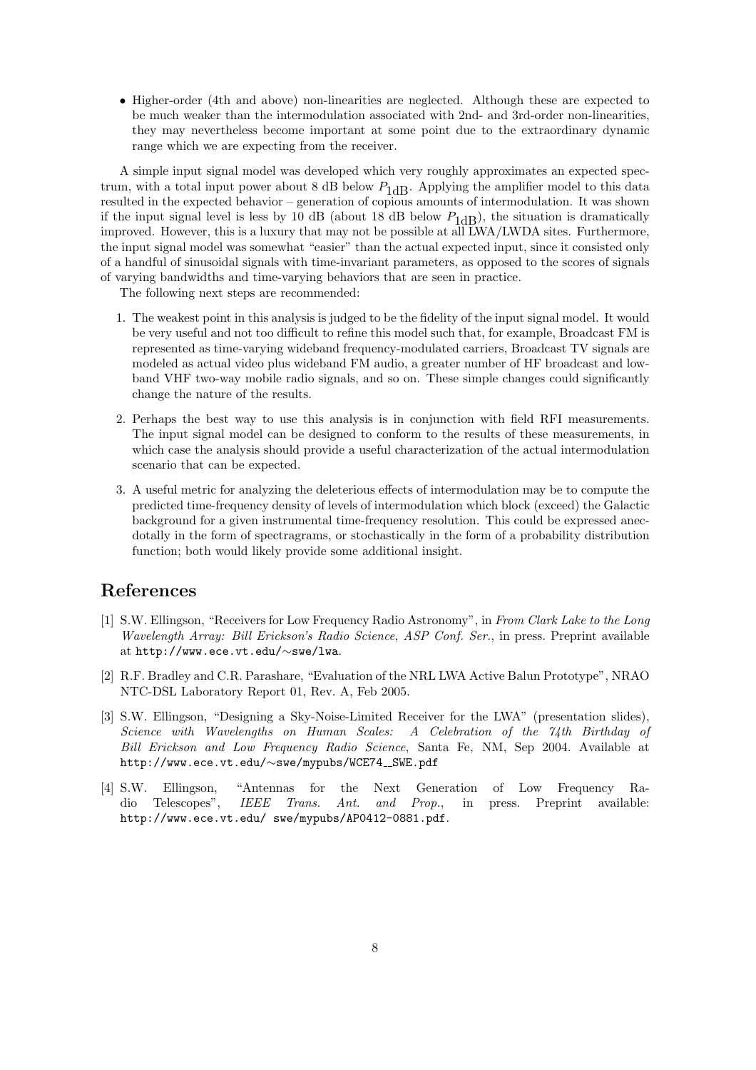- Higher-order (4th and above) non-linearities are neglected. Although these are expected to be much weaker than the intermodulation associated with 2nd- and 3rd-order non-linearities, they may nevertheless become important at some point due to the extraordinary dynamic range which we are expecting from the receiver.

A simple input signal model was developed which very roughly approximates an expected spectrum, with a total input power about 8 dB below $P_{1dB}$. Applying the amplifier model to this data resulted in the expected behavior – generation of copious amounts of intermodulation. It was shown if the input signal level is less by 10 dB (about 18 dB below $P_{1dB}$), the situation is dramatically improved. However, this is a luxury that may not be possible at all LWA/LWDA sites. Furthermore, the input signal model was somewhat "easier" than the actual expected input, since it consisted only of a handful of sinusoidal signals with time-invariant parameters, as opposed to the scores of signals of varying bandwidths and time-varying behaviors that are seen in practice.

The following next steps are recommended:

1. The weakest point in this analysis is judged to be the fidelity of the input signal model. It would be very useful and not too difficult to refine this model such that, for example, Broadcast FM is represented as time-varying wideband frequency-modulated carriers, Broadcast TV signals are modeled as actual video plus wideband FM audio, a greater number of HF broadcast and low-band VHF two-way mobile radio signals, and so on. These simple changes could significantly change the nature of the results.

2. Perhaps the best way to use this analysis is in conjunction with field RFI measurements. The input signal model can be designed to conform to the results of these measurements, in which case the analysis should provide a useful characterization of the actual intermodulation scenario that can be expected.

3. A useful metric for analyzing the deleterious effects of intermodulation may be to compute the predicted time-frequency density of levels of intermodulation which block (exceed) the Galactic background for a given instrumental time-frequency resolution. This could be expressed anecdotally in the form of spectragrams, or stochastically in the form of a probability distribution function; both would likely provide some additional insight.

## References

[1] S.W. Ellingson, "Receivers for Low Frequency Radio Astronomy", in *From Clark Lake to the Long Wavelength Array: Bill Erickson's Radio Science*, *ASP Conf. Ser.*, in press. Preprint available at http://www.ece.vt.edu/∼swe/lwa.

[2] R.F. Bradley and C.R. Parashare, "Evaluation of the NRL LWA Active Balun Prototype", NRAO NTC-DSL Laboratory Report 01, Rev. A, Feb 2005.

[3] S.W. Ellingson, "Designing a Sky-Noise-Limited Receiver for the LWA" (presentation slides), *Science with Wavelengths on Human Scales: A Celebration of the 74th Birthday of Bill Erickson and Low Frequency Radio Science*, Santa Fe, NM, Sep 2004. Available at http://www.ece.vt.edu/∼swe/mypubs/WCE74_SWE.pdf

[4] S.W. Ellingson, "Antennas for the Next Generation of Low Frequency Radio Telescopes", *IEEE Trans. Ant. and Prop.*, in press. Preprint available: http://www.ece.vt.edu/ swe/mypubs/AP0412-0881.pdf.